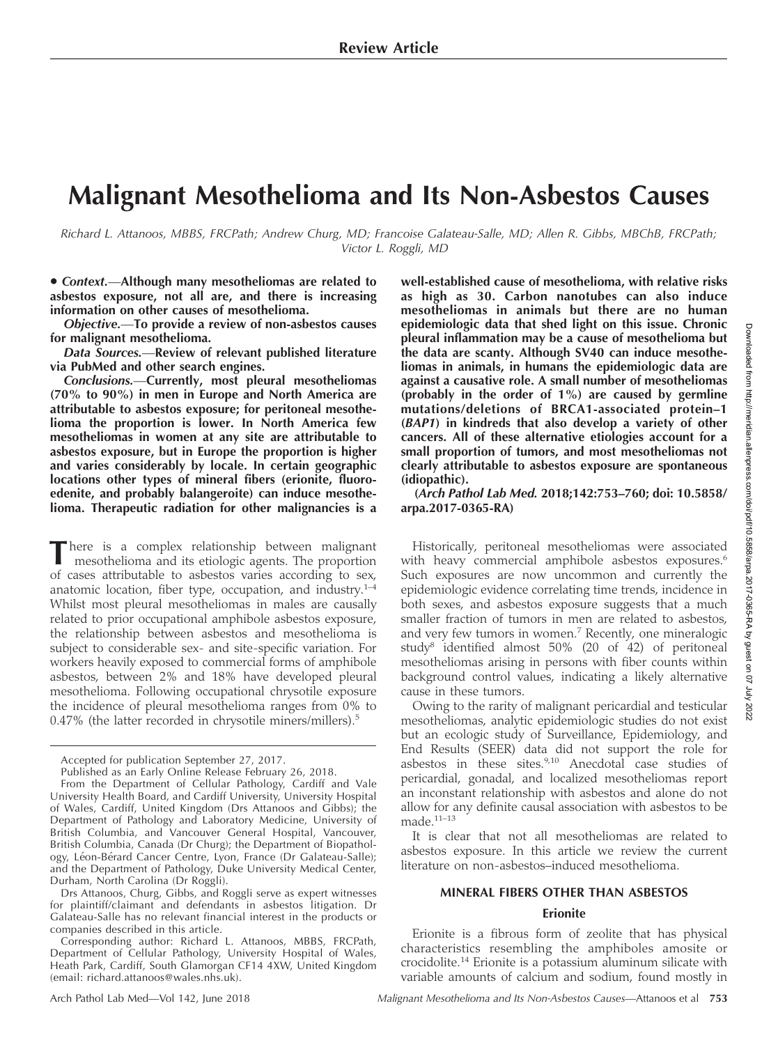**Review Article**

# Malignant Mesothelioma and Its Non-Asbestos Causes

*Richard L. Attanoos, MBBS, FRCPath; Andrew Churg, MD; Francoise Galateau-Salle, MD; Allen R. Gibbs, MBChB, FRCPath; Victor L. Roggli, MD*

• ***Context*.—Although many mesotheliomas are related to asbestos exposure, not all are, and there is increasing information on other causes of mesothelioma.**

***Objective*.—To provide a review of non-asbestos causes for malignant mesothelioma.**

***Data Sources*.—Review of relevant published literature via PubMed and other search engines.**

***Conclusions*.—Currently, most pleural mesotheliomas (70% to 90%) in men in Europe and North America are attributable to asbestos exposure; for peritoneal mesothelioma the proportion is lower. In North America few mesotheliomas in women at any site are attributable to asbestos exposure, but in Europe the proportion is higher and varies considerably by locale. In certain geographic locations other types of mineral fibers (erionite, fluoroedenite, and probably balangeroite) can induce mesothelioma. Therapeutic radiation for other malignancies is a well-established cause of mesothelioma, with relative risks as high as 30. Carbon nanotubes can also induce mesotheliomas in animals but there are no human epidemiologic data that shed light on this issue. Chronic pleural inflammation may be a cause of mesothelioma but the data are scanty. Although SV40 can induce mesotheliomas in animals, in humans the epidemiologic data are against a causative role. A small number of mesotheliomas (probably in the order of 1%) are caused by germline mutations/deletions of BRCA1-associated protein–1 (*BAP1*) in kindreds that also develop a variety of other cancers. All of these alternative etiologies account for a small proportion of tumors, and most mesotheliomas not clearly attributable to asbestos exposure are spontaneous (idiopathic).**

**(*Arch Pathol Lab Med*. 2018;142:753–760; doi: 10.5858/arpa.2017-0365-RA)**

There is a complex relationship between malignant mesothelioma and its etiologic agents. The proportion of cases attributable to asbestos varies according to sex, anatomic location, fiber type, occupation, and industry.[1–4] Whilst most pleural mesotheliomas in males are causally related to prior occupational amphibole asbestos exposure, the relationship between asbestos and mesothelioma is subject to considerable sex- and site-specific variation. For workers heavily exposed to commercial forms of amphibole asbestos, between 2% and 18% have developed pleural mesothelioma. Following occupational chrysotile exposure the incidence of pleural mesothelioma ranges from 0% to 0.47% (the latter recorded in chrysotile miners/millers).[5]

Historically, peritoneal mesotheliomas were associated with heavy commercial amphibole asbestos exposures.[6] Such exposures are now uncommon and currently the epidemiologic evidence correlating time trends, incidence in both sexes, and asbestos exposure suggests that a much smaller fraction of tumors in men are related to asbestos, and very few tumors in women.[7] Recently, one mineralogic study[8] identified almost 50% (20 of 42) of peritoneal mesotheliomas arising in persons with fiber counts within background control values, indicating a likely alternative cause in these tumors.

Owing to the rarity of malignant pericardial and testicular mesotheliomas, analytic epidemiologic studies do not exist but an ecologic study of Surveillance, Epidemiology, and End Results (SEER) data did not support the role for asbestos in these sites.[9,10] Anecdotal case studies of pericardial, gonadal, and localized mesotheliomas report an inconstant relationship with asbestos and alone do not allow for any definite causal association with asbestos to be made.[11–13]

It is clear that not all mesotheliomas are related to asbestos exposure. In this article we review the current literature on non-asbestos–induced mesothelioma.

## MINERAL FIBERS OTHER THAN ASBESTOS

### Erionite

Erionite is a fibrous form of zeolite that has physical characteristics resembling the amphiboles amosite or crocidolite.[14] Erionite is a potassium aluminum silicate with variable amounts of calcium and sodium, found mostly in

---

Accepted for publication September 27, 2017.

Published as an Early Online Release February 26, 2018.

From the Department of Cellular Pathology, Cardiff and Vale University Health Board, and Cardiff University, University Hospital of Wales, Cardiff, United Kingdom (Drs Attanoos and Gibbs); the Department of Pathology and Laboratory Medicine, University of British Columbia, and Vancouver General Hospital, Vancouver, British Columbia, Canada (Dr Churg); the Department of Biopathology, Léon-Bérard Cancer Centre, Lyon, France (Dr Galateau-Salle); and the Department of Pathology, Duke University Medical Center, Durham, North Carolina (Dr Roggli).

Drs Attanoos, Churg, Gibbs, and Roggli serve as expert witnesses for plaintiff/claimant and defendants in asbestos litigation. Dr Galateau-Salle has no relevant financial interest in the products or companies described in this article.

Corresponding author: Richard L. Attanoos, MBBS, FRCPath, Department of Cellular Pathology, University Hospital of Wales, Heath Park, Cardiff, South Glamorgan CF14 4XW, United Kingdom (email: richard.attanoos@wales.nhs.uk).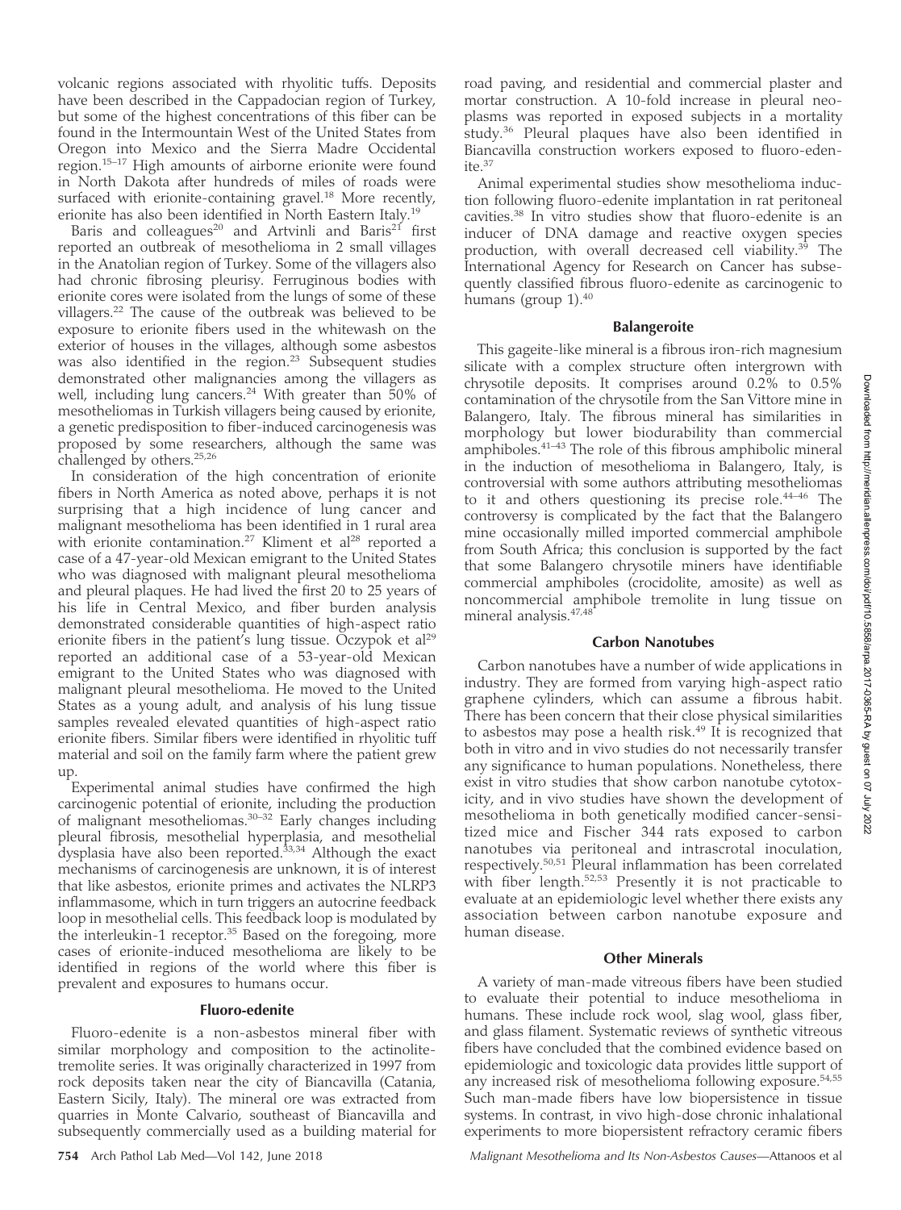volcanic regions associated with rhyolitic tuffs. Deposits have been described in the Cappadocian region of Turkey, but some of the highest concentrations of this fiber can be found in the Intermountain West of the United States from Oregon into Mexico and the Sierra Madre Occidental region.[15–17] High amounts of airborne erionite were found in North Dakota after hundreds of miles of roads were surfaced with erionite-containing gravel.[18] More recently, erionite has also been identified in North Eastern Italy.[19]

Baris and colleagues[20] and Artvinli and Baris[21] first reported an outbreak of mesothelioma in 2 small villages in the Anatolian region of Turkey. Some of the villagers also had chronic fibrosing pleurisy. Ferruginous bodies with erionite cores were isolated from the lungs of some of these villagers.[22] The cause of the outbreak was believed to be exposure to erionite fibers used in the whitewash on the exterior of houses in the villages, although some asbestos was also identified in the region.[23] Subsequent studies demonstrated other malignancies among the villagers as well, including lung cancers.[24] With greater than 50% of mesotheliomas in Turkish villagers being caused by erionite, a genetic predisposition to fiber-induced carcinogenesis was proposed by some researchers, although the same was challenged by others.[25,26]

In consideration of the high concentration of erionite fibers in North America as noted above, perhaps it is not surprising that a high incidence of lung cancer and malignant mesothelioma has been identified in 1 rural area with erionite contamination.[27] Kliment et al[28] reported a case of a 47-year-old Mexican emigrant to the United States who was diagnosed with malignant pleural mesothelioma and pleural plaques. He had lived the first 20 to 25 years of his life in Central Mexico, and fiber burden analysis demonstrated considerable quantities of high-aspect ratio erionite fibers in the patient's lung tissue. Oczypok et al[29] reported an additional case of a 53-year-old Mexican emigrant to the United States who was diagnosed with malignant pleural mesothelioma. He moved to the United States as a young adult, and analysis of his lung tissue samples revealed elevated quantities of high-aspect ratio erionite fibers. Similar fibers were identified in rhyolitic tuff material and soil on the family farm where the patient grew up.

Experimental animal studies have confirmed the high carcinogenic potential of erionite, including the production of malignant mesotheliomas.[30–32] Early changes including pleural fibrosis, mesothelial hyperplasia, and mesothelial dysplasia have also been reported.[33,34] Although the exact mechanisms of carcinogenesis are unknown, it is of interest that like asbestos, erionite primes and activates the NLRP3 inflammasome, which in turn triggers an autocrine feedback loop in mesothelial cells. This feedback loop is modulated by the interleukin-1 receptor.[35] Based on the foregoing, more cases of erionite-induced mesothelioma are likely to be identified in regions of the world where this fiber is prevalent and exposures to humans occur.

### Fluoro-edenite

Fluoro-edenite is a non-asbestos mineral fiber with similar morphology and composition to the actinolite-tremolite series. It was originally characterized in 1997 from rock deposits taken near the city of Biancavilla (Catania, Eastern Sicily, Italy). The mineral ore was extracted from quarries in Monte Calvario, southeast of Biancavilla and subsequently commercially used as a building material for road paving, and residential and commercial plaster and mortar construction. A 10-fold increase in pleural neoplasms was reported in exposed subjects in a mortality study.[36] Pleural plaques have also been identified in Biancavilla construction workers exposed to fluoro-edenite.[37]

Animal experimental studies show mesothelioma induction following fluoro-edenite implantation in rat peritoneal cavities.[38] In vitro studies show that fluoro-edenite is an inducer of DNA damage and reactive oxygen species production, with overall decreased cell viability.[39] The International Agency for Research on Cancer has subsequently classified fibrous fluoro-edenite as carcinogenic to humans (group 1).[40]

### Balangeroite

This gageite-like mineral is a fibrous iron-rich magnesium silicate with a complex structure often intergrown with chrysotile deposits. It comprises around 0.2% to 0.5% contamination of the chrysotile from the San Vittore mine in Balangero, Italy. The fibrous mineral has similarities in morphology but lower biodurability than commercial amphiboles.[41–43] The role of this fibrous amphibolic mineral in the induction of mesothelioma in Balangero, Italy, is controversial with some authors attributing mesotheliomas to it and others questioning its precise role.[44–46] The controversy is complicated by the fact that the Balangero mine occasionally milled imported commercial amphibole from South Africa; this conclusion is supported by the fact that some Balangero chrysotile miners have identifiable commercial amphiboles (crocidolite, amosite) as well as noncommercial amphibole tremolite in lung tissue on mineral analysis.[47,48]

### Carbon Nanotubes

Carbon nanotubes have a number of wide applications in industry. They are formed from varying high-aspect ratio graphene cylinders, which can assume a fibrous habit. There has been concern that their close physical similarities to asbestos may pose a health risk.[49] It is recognized that both in vitro and in vivo studies do not necessarily transfer any significance to human populations. Nonetheless, there exist in vitro studies that show carbon nanotube cytotoxicity, and in vivo studies have shown the development of mesothelioma in both genetically modified cancer-sensitized mice and Fischer 344 rats exposed to carbon nanotubes via peritoneal and intrascrotal inoculation, respectively.[50,51] Pleural inflammation has been correlated with fiber length.[52,53] Presently it is not practicable to evaluate at an epidemiologic level whether there exists any association between carbon nanotube exposure and human disease.

### Other Minerals

A variety of man-made vitreous fibers have been studied to evaluate their potential to induce mesothelioma in humans. These include rock wool, slag wool, glass fiber, and glass filament. Systematic reviews of synthetic vitreous fibers have concluded that the combined evidence based on epidemiologic and toxicologic data provides little support of any increased risk of mesothelioma following exposure.[54,55] Such man-made fibers have low biopersistence in tissue systems. In contrast, in vivo high-dose chronic inhalational experiments to more biopersistent refractory ceramic fibers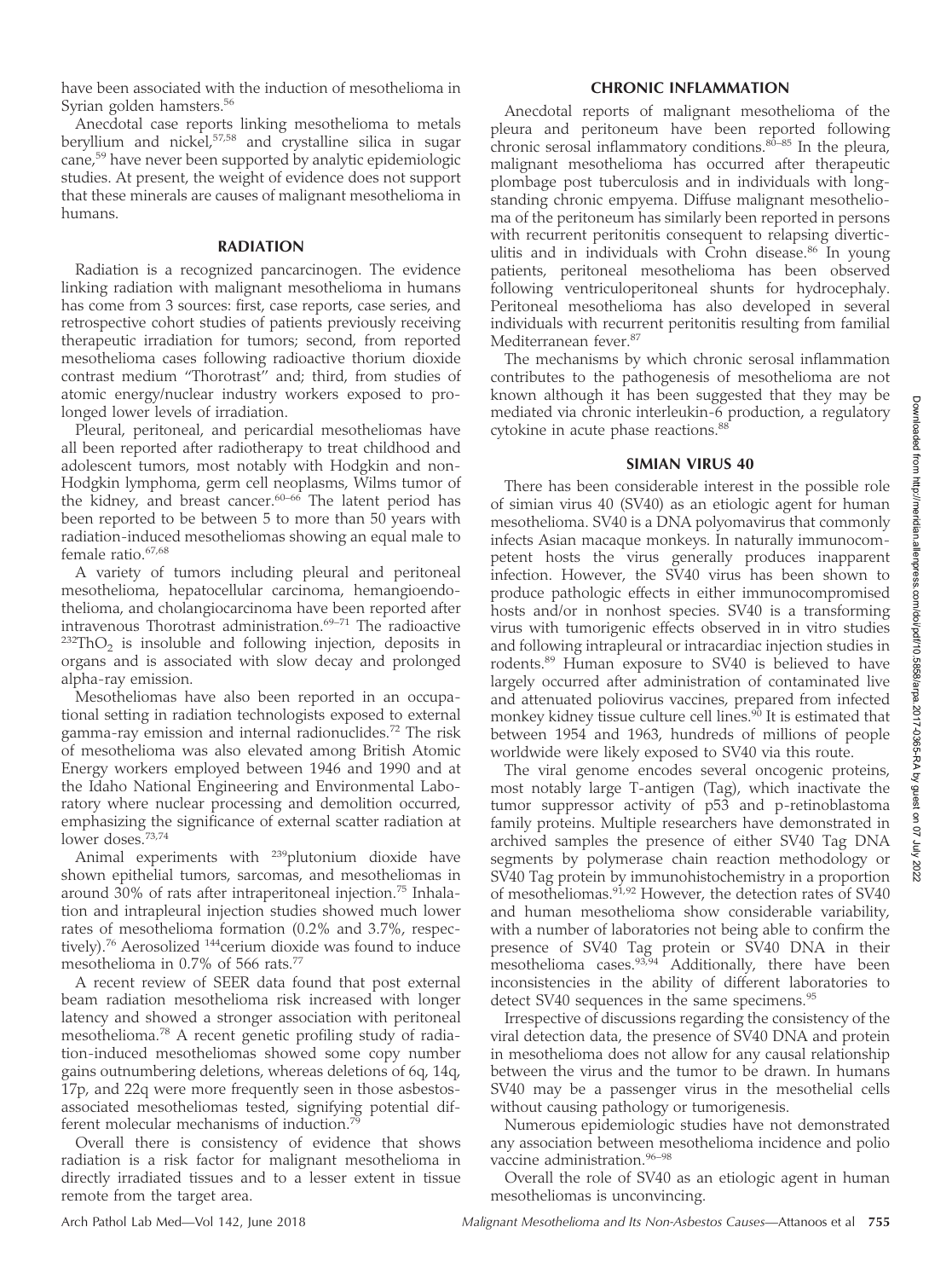have been associated with the induction of mesothelioma in Syrian golden hamsters.[56]

Anecdotal case reports linking mesothelioma to metals beryllium and nickel,[57,58] and crystalline silica in sugar cane,[59] have never been supported by analytic epidemiologic studies. At present, the weight of evidence does not support that these minerals are causes of malignant mesothelioma in humans.

## RADIATION

Radiation is a recognized pancarcinogen. The evidence linking radiation with malignant mesothelioma in humans has come from 3 sources: first, case reports, case series, and retrospective cohort studies of patients previously receiving therapeutic irradiation for tumors; second, from reported mesothelioma cases following radioactive thorium dioxide contrast medium "Thorotrast" and; third, from studies of atomic energy/nuclear industry workers exposed to prolonged lower levels of irradiation.

Pleural, peritoneal, and pericardial mesotheliomas have all been reported after radiotherapy to treat childhood and adolescent tumors, most notably with Hodgkin and non-Hodgkin lymphoma, germ cell neoplasms, Wilms tumor of the kidney, and breast cancer.[60–66] The latent period has been reported to be between 5 to more than 50 years with radiation-induced mesotheliomas showing an equal male to female ratio.[67,68]

A variety of tumors including pleural and peritoneal mesothelioma, hepatocellular carcinoma, hemangioendothelioma, and cholangiocarcinoma have been reported after intravenous Thorotrast administration.[69–71] The radioactive $^{232}ThO_2$ is insoluble and following injection, deposits in organs and is associated with slow decay and prolonged alpha-ray emission.

Mesotheliomas have also been reported in an occupational setting in radiation technologists exposed to external gamma-ray emission and internal radionuclides.[72] The risk of mesothelioma was also elevated among British Atomic Energy workers employed between 1946 and 1990 and at the Idaho National Engineering and Environmental Laboratory where nuclear processing and demolition occurred, emphasizing the significance of external scatter radiation at lower doses.[73,74]

Animal experiments with $^{239}$plutonium dioxide have shown epithelial tumors, sarcomas, and mesotheliomas in around 30% of rats after intraperitoneal injection.[75] Inhalation and intrapleural injection studies showed much lower rates of mesothelioma formation (0.2% and 3.7%, respectively).[76] Aerosolized $^{144}$cerium dioxide was found to induce mesothelioma in 0.7% of 566 rats.[77]

A recent review of SEER data found that post external beam radiation mesothelioma risk increased with longer latency and showed a stronger association with peritoneal mesothelioma.[78] A recent genetic profiling study of radiation-induced mesotheliomas showed some copy number gains outnumbering deletions, whereas deletions of 6q, 14q, 17p, and 22q were more frequently seen in those asbestos-associated mesotheliomas tested, signifying potential different molecular mechanisms of induction.[79]

Overall there is consistency of evidence that shows radiation is a risk factor for malignant mesothelioma in directly irradiated tissues and to a lesser extent in tissue remote from the target area.

## CHRONIC INFLAMMATION

Anecdotal reports of malignant mesothelioma of the pleura and peritoneum have been reported following chronic serosal inflammatory conditions.[80–85] In the pleura, malignant mesothelioma has occurred after therapeutic plombage post tuberculosis and in individuals with longstanding chronic empyema. Diffuse malignant mesothelioma of the peritoneum has similarly been reported in persons with recurrent peritonitis consequent to relapsing diverticulitis and in individuals with Crohn disease.[86] In young patients, peritoneal mesothelioma has been observed following ventriculoperitoneal shunts for hydrocephaly. Peritoneal mesothelioma has also developed in several individuals with recurrent peritonitis resulting from familial Mediterranean fever.[87]

The mechanisms by which chronic serosal inflammation contributes to the pathogenesis of mesothelioma are not known although it has been suggested that they may be mediated via chronic interleukin-6 production, a regulatory cytokine in acute phase reactions.[88]

## SIMIAN VIRUS 40

There has been considerable interest in the possible role of simian virus 40 (SV40) as an etiologic agent for human mesothelioma. SV40 is a DNA polyomavirus that commonly infects Asian macaque monkeys. In naturally immunocompetent hosts the virus generally produces inapparent infection. However, the SV40 virus has been shown to produce pathologic effects in either immunocompromised hosts and/or in nonhost species. SV40 is a transforming virus with tumorigenic effects observed in in vitro studies and following intrapleural or intracardiac injection studies in rodents.[89] Human exposure to SV40 is believed to have largely occurred after administration of contaminated live and attenuated poliovirus vaccines, prepared from infected monkey kidney tissue culture cell lines.[90] It is estimated that between 1954 and 1963, hundreds of millions of people worldwide were likely exposed to SV40 via this route.

The viral genome encodes several oncogenic proteins, most notably large T-antigen (Tag), which inactivate the tumor suppressor activity of p53 and p-retinoblastoma family proteins. Multiple researchers have demonstrated in archived samples the presence of either SV40 Tag DNA segments by polymerase chain reaction methodology or SV40 Tag protein by immunohistochemistry in a proportion of mesotheliomas.[91,92] However, the detection rates of SV40 and human mesothelioma show considerable variability, with a number of laboratories not being able to confirm the presence of SV40 Tag protein or SV40 DNA in their mesothelioma cases.[93,94] Additionally, there have been inconsistencies in the ability of different laboratories to detect SV40 sequences in the same specimens.[95]

Irrespective of discussions regarding the consistency of the viral detection data, the presence of SV40 DNA and protein in mesothelioma does not allow for any causal relationship between the virus and the tumor to be drawn. In humans SV40 may be a passenger virus in the mesothelial cells without causing pathology or tumorigenesis.

Numerous epidemiologic studies have not demonstrated any association between mesothelioma incidence and polio vaccine administration.[96–98]

Overall the role of SV40 as an etiologic agent in human mesotheliomas is unconvincing.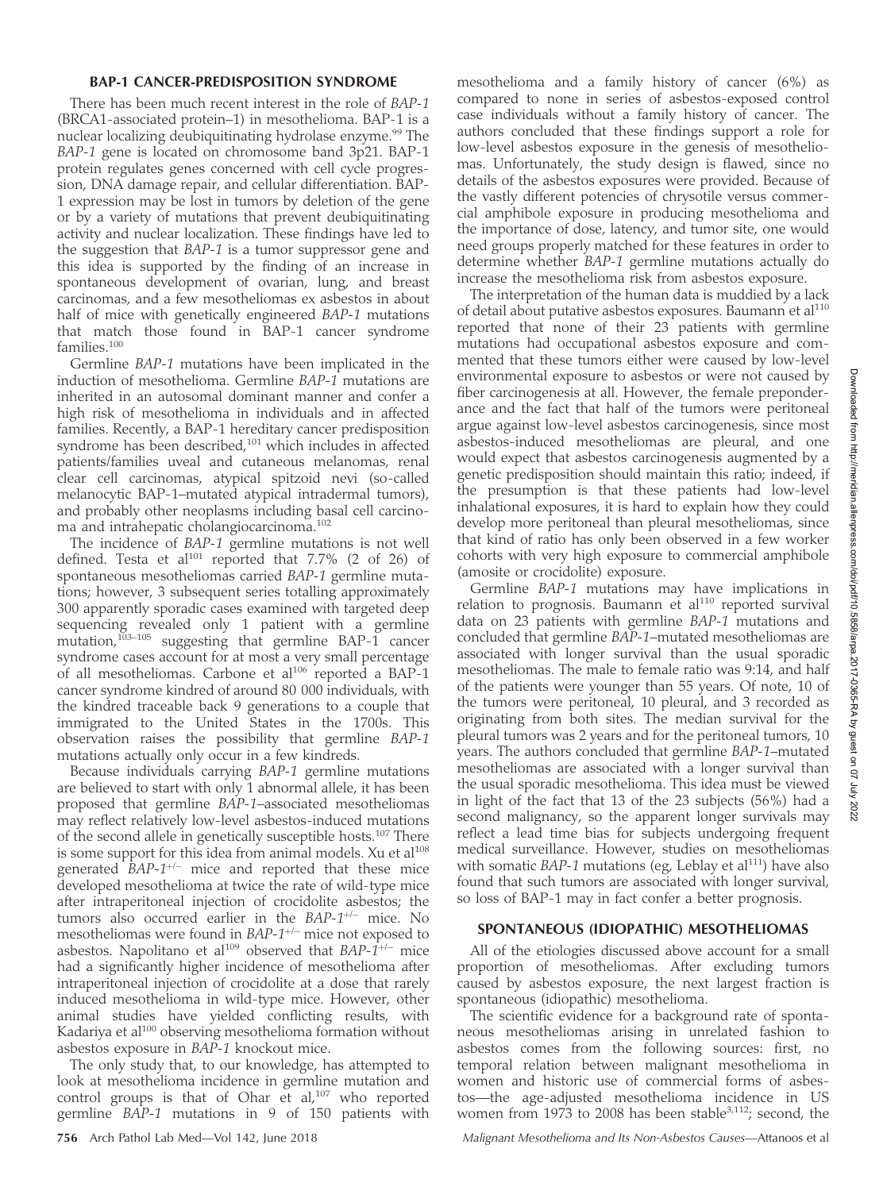## BAP-1 CANCER-PREDISPOSITION SYNDROME

There has been much recent interest in the role of *BAP-1* (BRCA1-associated protein–1) in mesothelioma. BAP-1 is a nuclear localizing deubiquitinating hydrolase enzyme.[99] The *BAP-1* gene is located on chromosome band 3p21. BAP-1 protein regulates genes concerned with cell cycle progression, DNA damage repair, and cellular differentiation. BAP-1 expression may be lost in tumors by deletion of the gene or by a variety of mutations that prevent deubiquitinating activity and nuclear localization. These findings have led to the suggestion that *BAP-1* is a tumor suppressor gene and this idea is supported by the finding of an increase in spontaneous development of ovarian, lung, and breast carcinomas, and a few mesotheliomas ex asbestos in about half of mice with genetically engineered *BAP-1* mutations that match those found in BAP-1 cancer syndrome families.[100]

Germline *BAP-1* mutations have been implicated in the induction of mesothelioma. Germline *BAP-1* mutations are inherited in an autosomal dominant manner and confer a high risk of mesothelioma in individuals and in affected families. Recently, a BAP-1 hereditary cancer predisposition syndrome has been described,[101] which includes in affected patients/families uveal and cutaneous melanomas, renal clear cell carcinomas, atypical spitzoid nevi (so-called melanocytic BAP-1–mutated atypical intradermal tumors), and probably other neoplasms including basal cell carcinoma and intrahepatic cholangiocarcinoma.[102]

The incidence of *BAP-1* germline mutations is not well defined. Testa et al[101] reported that 7.7% (2 of 26) of spontaneous mesotheliomas carried *BAP-1* germline mutations; however, 3 subsequent series totalling approximately 300 apparently sporadic cases examined with targeted deep sequencing revealed only 1 patient with a germline mutation,[103–105] suggesting that germline BAP-1 cancer syndrome cases account for at most a very small percentage of all mesotheliomas. Carbone et al[106] reported a BAP-1 cancer syndrome kindred of around 80 000 individuals, with the kindred traceable back 9 generations to a couple that immigrated to the United States in the 1700s. This observation raises the possibility that germline *BAP-1* mutations actually only occur in a few kindreds.

Because individuals carrying *BAP-1* germline mutations are believed to start with only 1 abnormal allele, it has been proposed that germline *BAP-1*–associated mesotheliomas may reflect relatively low-level asbestos-induced mutations of the second allele in genetically susceptible hosts.[107] There is some support for this idea from animal models. Xu et al[108] generated $BAP\text{-}1^{+/-}$ mice and reported that these mice developed mesothelioma at twice the rate of wild-type mice after intraperitoneal injection of crocidolite asbestos; the tumors also occurred earlier in the $BAP\text{-}1^{+/-}$ mice. No mesotheliomas were found in $BAP\text{-}1^{+/-}$ mice not exposed to asbestos. Napolitano et al[109] observed that $BAP\text{-}1^{+/-}$ mice had a significantly higher incidence of mesothelioma after intraperitoneal injection of crocidolite at a dose that rarely induced mesothelioma in wild-type mice. However, other animal studies have yielded conflicting results, with Kadariya et al[100] observing mesothelioma formation without asbestos exposure in *BAP-1* knockout mice.

The only study that, to our knowledge, has attempted to look at mesothelioma incidence in germline mutation and control groups is that of Ohar et al,[107] who reported germline *BAP-1* mutations in 9 of 150 patients with mesothelioma and a family history of cancer (6%) as compared to none in series of asbestos-exposed control case individuals without a family history of cancer. The authors concluded that these findings support a role for low-level asbestos exposure in the genesis of mesotheliomas. Unfortunately, the study design is flawed, since no details of the asbestos exposures were provided. Because of the vastly different potencies of chrysotile versus commercial amphibole exposure in producing mesothelioma and the importance of dose, latency, and tumor site, one would need groups properly matched for these features in order to determine whether *BAP-1* germline mutations actually do increase the mesothelioma risk from asbestos exposure.

The interpretation of the human data is muddied by a lack of detail about putative asbestos exposures. Baumann et al[110] reported that none of their 23 patients with germline mutations had occupational asbestos exposure and commented that these tumors either were caused by low-level environmental exposure to asbestos or were not caused by fiber carcinogenesis at all. However, the female preponderance and the fact that half of the tumors were peritoneal argue against low-level asbestos carcinogenesis, since most asbestos-induced mesotheliomas are pleural, and one would expect that asbestos carcinogenesis augmented by a genetic predisposition should maintain this ratio; indeed, if the presumption is that these patients had low-level inhalational exposures, it is hard to explain how they could develop more peritoneal than pleural mesotheliomas, since that kind of ratio has only been observed in a few worker cohorts with very high exposure to commercial amphibole (amosite or crocidolite) exposure.

Germline *BAP-1* mutations may have implications in relation to prognosis. Baumann et al[110] reported survival data on 23 patients with germline *BAP-1* mutations and concluded that germline *BAP-1*–mutated mesotheliomas are associated with longer survival than the usual sporadic mesotheliomas. The male to female ratio was 9:14, and half of the patients were younger than 55 years. Of note, 10 of the tumors were peritoneal, 10 pleural, and 3 recorded as originating from both sites. The median survival for the pleural tumors was 2 years and for the peritoneal tumors, 10 years. The authors concluded that germline *BAP-1*–mutated mesotheliomas are associated with a longer survival than the usual sporadic mesothelioma. This idea must be viewed in light of the fact that 13 of the 23 subjects (56%) had a second malignancy, so the apparent longer survivals may reflect a lead time bias for subjects undergoing frequent medical surveillance. However, studies on mesotheliomas with somatic *BAP-1* mutations (eg, Leblay et al[111]) have also found that such tumors are associated with longer survival, so loss of BAP-1 may in fact confer a better prognosis.

## SPONTANEOUS (IDIOPATHIC) MESOTHELIOMAS

All of the etiologies discussed above account for a small proportion of mesotheliomas. After excluding tumors caused by asbestos exposure, the next largest fraction is spontaneous (idiopathic) mesothelioma.

The scientific evidence for a background rate of spontaneous mesotheliomas arising in unrelated fashion to asbestos comes from the following sources: first, no temporal relation between malignant mesothelioma in women and historic use of commercial forms of asbestos—the age-adjusted mesothelioma incidence in US women from 1973 to 2008 has been stable[3,112]; second, the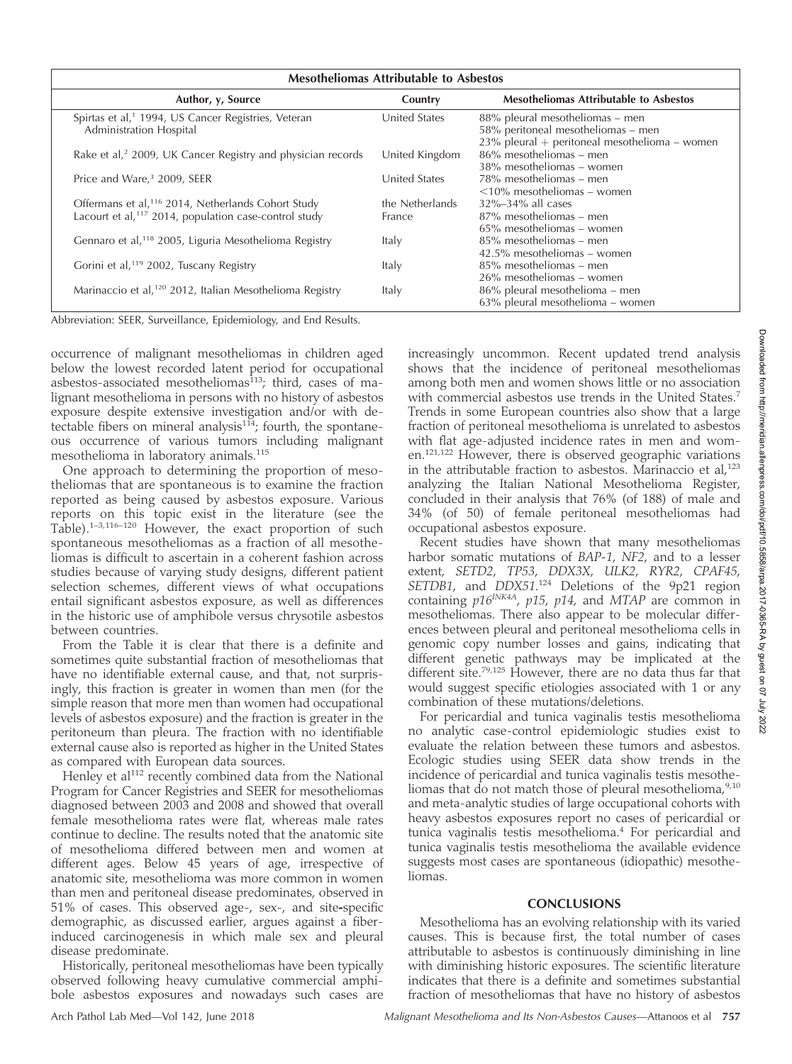| Mesotheliomas Attributable to Asbestos | | |
|---|---|---|
| **Author, y, Source** | **Country** | **Mesotheliomas Attributable to Asbestos** |
| Spirtas et al,[1] 1994, US Cancer Registries, Veteran Administration Hospital | United States | 88% pleural mesotheliomas – men<br>58% peritoneal mesotheliomas – men<br>23% pleural + peritoneal mesothelioma – women |
| Rake et al,[2] 2009, UK Cancer Registry and physician records | United Kingdom | 86% mesotheliomas – men<br>38% mesotheliomas – women |
| Price and Ware,[3] 2009, SEER | United States | 78% mesotheliomas – men<br><10% mesotheliomas – women |
| Offermans et al,[116] 2014, Netherlands Cohort Study | the Netherlands | 32%–34% all cases |
| Lacourt et al,[117] 2014, population case-control study | France | 87% mesotheliomas – men<br>65% mesotheliomas – women |
| Gennaro et al,[118] 2005, Liguria Mesothelioma Registry | Italy | 85% mesotheliomas – men<br>42.5% mesotheliomas – women |
| Gorini et al,[119] 2002, Tuscany Registry | Italy | 85% mesotheliomas – men<br>26% mesotheliomas – women |
| Marinaccio et al,[120] 2012, Italian Mesothelioma Registry | Italy | 86% pleural mesothelioma – men<br>63% pleural mesothelioma – women |

Abbreviation: SEER, Surveillance, Epidemiology, and End Results.

occurrence of malignant mesotheliomas in children aged below the lowest recorded latent period for occupational asbestos-associated mesotheliomas[113]; third, cases of malignant mesothelioma in persons with no history of asbestos exposure despite extensive investigation and/or with detectable fibers on mineral analysis[114]; fourth, the spontaneous occurrence of various tumors including malignant mesothelioma in laboratory animals.[115]

One approach to determining the proportion of mesotheliomas that are spontaneous is to examine the fraction reported as being caused by asbestos exposure. Various reports on this topic exist in the literature (see the Table).[1–3,116–120] However, the exact proportion of such spontaneous mesotheliomas as a fraction of all mesotheliomas is difficult to ascertain in a coherent fashion across studies because of varying study designs, different patient selection schemes, different views of what occupations entail significant asbestos exposure, as well as differences in the historic use of amphibole versus chrysotile asbestos between countries.

From the Table it is clear that there is a definite and sometimes quite substantial fraction of mesotheliomas that have no identifiable external cause, and that, not surprisingly, this fraction is greater in women than men (for the simple reason that more men than women had occupational levels of asbestos exposure) and the fraction is greater in the peritoneum than pleura. The fraction with no identifiable external cause also is reported as higher in the United States as compared with European data sources.

Henley et al[112] recently combined data from the National Program for Cancer Registries and SEER for mesotheliomas diagnosed between 2003 and 2008 and showed that overall female mesothelioma rates were flat, whereas male rates continue to decline. The results noted that the anatomic site of mesothelioma differed between men and women at different ages. Below 45 years of age, irrespective of anatomic site, mesothelioma was more common in women than men and peritoneal disease predominates, observed in 51% of cases. This observed age-, sex-, and site-specific demographic, as discussed earlier, argues against a fiber-induced carcinogenesis in which male sex and pleural disease predominate.

Historically, peritoneal mesotheliomas have been typically observed following heavy cumulative commercial amphibole asbestos exposures and nowadays such cases are increasingly uncommon. Recent updated trend analysis shows that the incidence of peritoneal mesotheliomas among both men and women shows little or no association with commercial asbestos use trends in the United States.[7] Trends in some European countries also show that a large fraction of peritoneal mesothelioma is unrelated to asbestos with flat age-adjusted incidence rates in men and women.[121,122] However, there is observed geographic variations in the attributable fraction to asbestos. Marinaccio et al,[123] analyzing the Italian National Mesothelioma Register, concluded in their analysis that 76% (of 188) of male and 34% (of 50) of female peritoneal mesotheliomas had occupational asbestos exposure.

Recent studies have shown that many mesotheliomas harbor somatic mutations of *BAP-1*, *NF2*, and to a lesser extent, *SETD2*, *TP53*, *DDX3X*, *ULK2*, *RYR2*, *CPAF45*, *SETDB1*, and *DDX51*.[124] Deletions of the 9p21 region containing *p16*$^{INK4A}$, *p15*, *p14*, and *MTAP* are common in mesotheliomas. There also appear to be molecular differences between pleural and peritoneal mesothelioma cells in genomic copy number losses and gains, indicating that different genetic pathways may be implicated at the different site.[79,125] However, there are no data thus far that would suggest specific etiologies associated with 1 or any combination of these mutations/deletions.

For pericardial and tunica vaginalis testis mesothelioma no analytic case-control epidemiologic studies exist to evaluate the relation between these tumors and asbestos. Ecologic studies using SEER data show trends in the incidence of pericardial and tunica vaginalis testis mesotheliomas that do not match those of pleural mesothelioma,[9,10] and meta-analytic studies of large occupational cohorts with heavy asbestos exposures report no cases of pericardial or tunica vaginalis testis mesothelioma.[4] For pericardial and tunica vaginalis testis mesothelioma the available evidence suggests most cases are spontaneous (idiopathic) mesotheliomas.

## CONCLUSIONS

Mesothelioma has an evolving relationship with its varied causes. This is because first, the total number of cases attributable to asbestos is continuously diminishing in line with diminishing historic exposures. The scientific literature indicates that there is a definite and sometimes substantial fraction of mesotheliomas that have no history of asbestos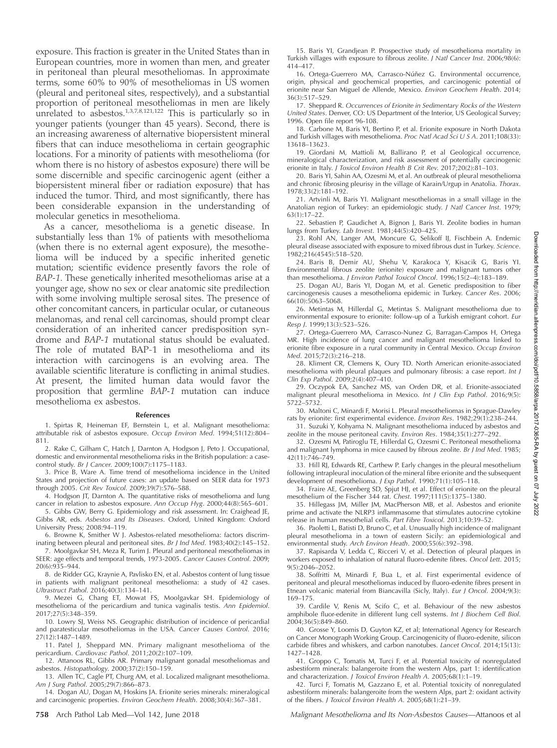exposure. This fraction is greater in the United States than in European countries, more in women than men, and greater in peritoneal than pleural mesotheliomas. In approximate terms, some 60% to 90% of mesotheliomas in US women (pleural and peritoneal sites, respectively), and a substantial proportion of peritoneal mesotheliomas in men are likely unrelated to asbestos.[1,3,7,8,121,122] This is particularly so in younger patients (younger than 45 years). Second, there is an increasing awareness of alternative biopersistent mineral fibers that can induce mesothelioma in certain geographic locations. For a minority of patients with mesothelioma (for whom there is no history of asbestos exposure) there will be some discernible and specific carcinogenic agent (either a biopersistent mineral fiber or radiation exposure) that has induced the tumor. Third, and most significantly, there has been considerable expansion in the understanding of molecular genetics in mesothelioma.

As a cancer, mesothelioma is a genetic disease. In substantially less than 1% of patients with mesothelioma (when there is no external agent exposure), the mesothelioma will be induced by a specific inherited genetic mutation; scientific evidence presently favors the role of *BAP-1*. These genetically inherited mesotheliomas arise at a younger age, show no sex or clear anatomic site predilection with some involving multiple serosal sites. The presence of other concomitant cancers, in particular ocular, or cutaneous melanomas, and renal cell carcinomas, should prompt clear consideration of an inherited cancer predisposition syndrome and *BAP-1* mutational status should be evaluated. The role of mutated BAP-1 in mesothelioma and its interaction with carcinogens is an evolving area. The available scientific literature is conflicting in animal studies. At present, the limited human data would favor the proposition that germline *BAP-1* mutation can induce mesothelioma ex asbestos.

## References

1. Spirtas R, Heineman EF, Bernstein L, et al. Malignant mesothelioma: attributable risk of asbestos exposure. *Occup Environ Med*. 1994;51(12):804–811.
2. Rake C, Gilham C, Hatch J, Darnton A, Hodgson J, Peto J. Occupational, domestic and environmental mesothelioma risks in the British population: a case-control study. *Br J Cancer*. 2009;100(7):1175–1183.
3. Price B, Ware A. Time trend of mesothelioma incidence in the United States and projection of future cases: an update based on SEER data for 1973 through 2005. *Crit Rev Toxicol*. 2009;39(7):576–588.
4. Hodgson JT, Darnton A. The quantitative risks of mesothelioma and lung cancer in relation to asbestos exposure. *Ann Occup Hyg*. 2000;44(8):565–601.
5. Gibbs GW, Berry G. Epidemiology and risk assessment. In: Craighead JE, Gibbs AR, eds. *Asbestos and Its Diseases*. Oxford, United Kingdom: Oxford University Press; 2008:94–119.
6. Browne K, Smither W J. Asbestos-related mesothelioma: factors discriminating between pleural and peritoneal sites. *Br J Ind Med*. 1983;40(2):145–152.
7. Moolgavkar SH, Meza R, Turim J. Pleural and peritoneal mesotheliomas in SEER: age effects and temporal trends, 1973-2005. *Cancer Causes Control*. 2009;20(6):935–944.
8. de Ridder GG, Kraynie A, Pavlisko EN, et al. Asbestos content of lung tissue in patients with malignant peritoneal mesothelioma: a study of 42 cases. *Ultrastruct Pathol*. 2016;40(3):134–141.
9. Mezei G, Chang ET, Mowat FS, Moolgavkar SH. Epidemiology of mesothelioma of the pericardium and tunica vaginalis testis. *Ann Epidemiol*. 2017;27(5):348–359.
10. Lowry SJ, Weiss NS. Geographic distribution of incidence of pericardial and paratesticular mesotheliomas in the USA. *Cancer Causes Control*. 2016;27(12):1487–1489.
11. Patel J, Sheppard MN. Primary malignant mesothelioma of the pericardium. *Cardiovasc Pathol*. 2011;20(2):107–109.
12. Attanoos RL, Gibbs AR. Primary malignant gonadal mesotheliomas and asbestos. *Histopathology*. 2000;37(2):150–159.
13. Allen TC, Cagle PT, Churg AM, et al. Localized malignant mesothelioma. *Am J Surg Pathol*. 2005;29(7):866–873.
14. Dogan AU, Dogan M, Hoskins JA. Erionite series minerals: mineralogical and carcinogenic properties. *Environ Geochem Health*. 2008;30(4):367–381.
15. Baris YI, Grandjean P. Prospective study of mesothelioma mortality in Turkish villages with exposure to fibrous zeolite. *J Natl Cancer Inst*. 2006;98(6):414–417.
16. Ortega-Guerrero MA, Carrasco-Núñez G. Environmental occurrence, origin, physical and geochemical properties, and carcinogenic potential of erionite near San Miguel de Allende, Mexico. *Environ Geochem Health*. 2014;36(3):517–529.
17. Sheppard R. *Occurrences of Erionite in Sedimentary Rocks of the Western United States*. Denver, CO: US Department of the Interior, US Geological Survey; 1996. Open file report 96-108.
18. Carbone M, Baris YI, Bertino P, et al. Erionite exposure in North Dakota and Turkish villages with mesothelioma. *Proc Natl Acad Sci U S A*. 2011;108(33):13618–13623.
19. Giordani M, Mattioli M, Ballirano P, et al Geological occurrence, mineralogical characterization, and risk assessment of potentially carcinogenic erionite in Italy. *J Toxicol Environ Health B Crit Rev*. 2017;20(2):81–103.
20. Baris YI, Sahin AA, Ozesmi M, et al. An outbreak of pleural mesothelioma and chronic fibrosing pleurisy in the village of Karain/Urgup in Anatolia. *Thorax*. 1978;33(2):181–192.
21. Artvinli M, Baris YI. Malignant mesotheliomas in a small village in the Anatolian region of Turkey: an epidemiologic study. *J Natl Cancer Inst*. 1979;63(1):17–22.
22. Sebastien P, Gaudichet A, Bignon J, Baris YI. Zeolite bodies in human lungs from Turkey. *Lab Invest*. 1981;44(5):420–425.
23. Rohl AN, Langer AM, Moncure G, Selikoff IJ, Fischbein A. Endemic pleural disease associated with exposure to mixed fibrous dust in Turkey. *Science*. 1982;216(4545):518–520.
24. Baris B, Demir AU, Shehu V, Karakoca Y, Kisacik G, Baris YI. Environmental fibrous zeolite (erionite) exposure and malignant tumors other than mesothelioma. *J Environ Pathol Toxicol Oncol*. 1996;15(2–4):183–189.
25. Dogan AU, Baris YI, Dogan M, et al. Genetic predisposition to fiber carcinogenesis causes a mesothelioma epidemic in Turkey. *Cancer Res*. 2006;66(10):5063–5068.
26. Metintas M, Hillerdal G, Metintas S. Malignant mesothelioma due to environmental exposure to erionite: follow-up of a Turkish emigrant cohort. *Eur Resp J*. 1999;13(3):523–526.
27. Ortega-Guerrero MA, Carrasco-Nunez G, Barragan-Campos H, Ortega MR. High incidence of lung cancer and malignant mesothelioma linked to erionite fibre exposure in a rural community in Central Mexico. *Occup Environ Med*. 2015;72(3):216–218.
28. Kliment CR, Clemens K, Oury TD. North American erionite-associated mesothelioma with pleural plaques and pulmonary fibrosis: a case report. *Int J Clin Exp Pathol*. 2009;2(4):407–410.
29. Oczypok EA, Sanchez MS, van Orden DR, et al. Erionite-associated malignant pleural mesothelioma in Mexico. *Int J Clin Exp Pathol*. 2016;9(5):5722–5732.
30. Maltoni C, Minardi F, Morisi L. Pleural mesotheliomas in Sprague-Dawley rats by erionite: first experimental evidence. *Environ Res*. 1982;29(1):238–244.
31. Suzuki Y, Kohyama N. Malignant mesothelioma induced by asbestos and zeolite in the mouse peritoneal cavity. *Environ Res*. 1984;35(1):277–292.
32. Ozesmi M, Patiroglu TE, Hillerdal G, Ozesmi C. Peritoneal mesothelioma and malignant lymphoma in mice caused by fibrous zeolite. *Br J Ind Med*. 1985;42(11):746–749.
33. Hill RJ, Edwards RE, Carthew P. Early changes in the pleural mesothelium following intrapleural inoculation of the mineral fibre erionite and the subsequent development of mesothelioma. *J Exp Pathol*. 1990;71(1):105–118.
34. Fraire AE, Greenberg SD, Spjut HJ, et al. Effect of erionite on the pleural mesothelium of the Fischer 344 rat. *Chest*. 1997;111(5):1375–1380.
35. Hillegass JM, Miller JM, MacPherson MB, et al. Asbestos and erionite prime and activate the NLRP3 inflammasome that stimulates autocrine cytokine release in human mesothelial cells. *Part Fibre Toxicol*. 2013;10:39–52.
36. Paoletti L, Batisti D, Bruno C, et al. Unusually high incidence of malignant pleural mesothelioma in a town of eastern Sicily: an epidemiological and environmental study. *Arch Environ Heath*. 2000;55(6):392–398.
37. Rapisarda V, Ledda C, Ricceri V, et al. Detection of pleural plaques in workers exposed to inhalation of natural fluoro-edenite fibres. *Oncol Lett*. 2015;9(5):2046–2052.
38. Soffritti M, Minardi F, Bua L, et al. First experimental evidence of peritoneal and pleural mesotheliomas induced by fluoro-edenite fibres present in Etnean volcanic material from Biancavilla (Sicly, Italy). *Eur J Oncol*. 2004;9(3):169–175.
39. Cardile V, Renis M, Scifo C, et al. Behaviour of the new asbestos amphibole fluor-edenite in different lung cell systems. *Int J Biochem Cell Biol*. 2004;36(5):849–860.
40. Grosse Y, Loomis D, Guyton KZ, et al; International Agency for Research on Cancer Monograph Working Group. Carcinogenicity of fluoro-edenite, silicon carbide fibres and whiskers, and carbon nanotubes. *Lancet Oncol*. 2014;15(13):1427–1428.
41. Groppo C, Tomatis M, Turci F, et al. Potential toxicity of nonregulated asbestiform minerals: balangeroite from the western Alps, part 1: identification and characterization. *J Toxicol Environ Health A*. 2005;68(1):1–19.
42. Turci F, Tomatis M, Gazzano E, et al. Potential toxicity of nonregulated asbestiform minerals: balangeroite from the western Alps, part 2: oxidant activity of the fibers. *J Toxicol Environ Health A*. 2005;68(1):21–39.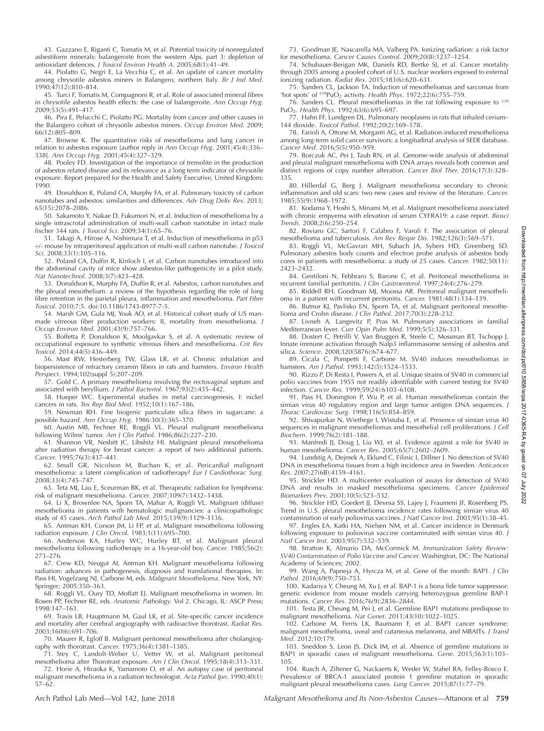43. Gazzano E, Riganti C, Tomatis M, et al. Potential toxicity of nonregulated asbestiform minerals: balangeroite from the western Alps, part 3: depletion of antioxidant defences. *J Toxicol Environ Health A*. 2005;68(1):41–49.

44. Piolatto G, Negri E, La Vecchia C, et al. An update of cancer mortality among chrysotile asbestos miners in Balangero, northern Italy. *Br J Ind Med*. 1990;47(12):810–814.

45. Turci F, Tomatis M, Compagnoni R, et al. Role of associated mineral fibres in chrysotile asbestos health effects: the case of balangeroite. *Ann Occup Hyg*. 2009;53(5):491–417.

46. Pira E, Pelucchi C, Piolatto PG. Mortality from cancer and other causes in the Balangero cohort of chrysotile asbestos miners. *Occup Environ Med*. 2009; 66(12):805–809.

47. Browne K. The quantitative risks of mesothelioma and lung cancer in relation to asbestos exposure [author reply in *Ann Occup Hyg*. 2001;45(4):336–338]. *Ann Occup Hyg*. 2001;45(4):327–329.

48. Pooley FD. Investigation of the importance of tremolite in the production of asbestos related disease and its relevance as a long term indicator of chrysotile exposure. Report prepared for the Health and Safety Executive, United Kingdom; 1990.

49. Donaldson K, Poland CA, Murphy FA, et al. Pulmonary toxicity of carbon nanotubes and asbestos: similarities and differences. *Adv Drug Deliv Rev*. 2013; 65(15):2078–2086.

50. Sakamoto Y, Nakae D, Fukumori N, et al. Induction of mesothelioma by a single intrascrotal administration of multi-wall carbon nanotube in intact male fischer 344 rats. *J Toxicol Sci*. 2009;34(1):65–76.

51. Takagi A, Hirose A, Nishimura T, et al. Induction of mesothelioma in p53 +/- mouse by intraperitoneal application of multi-wall carbon nanotube. *J Toxicol Sci*. 2008;33(1):105–116.

52. Poland CA, Duffin R, Kinloch I, et al. Carbon nanotubes introduced into the abdominal cavity of mice show asbestos-like pathogenicity in a pilot study. *Nat Nanotechnol*. 2008;3(7):423–428.

53. Donaldson K, Murphy FA, Duffin R, et al. Asbestos, carbon nanotubes and the pleural mesothelium: a review of the hypothesis regarding the role of long fibre retention in the parietal pleura, inflammation and mesothelioma. *Part Fibre Toxicol*. 2010;7:5. doi:10.1186/1743-8977-7-5.

54. Marsh GM, Gula MJ, Youk AO, et al. Historical cohort study of US man-made vitreous fiber production workers: II, mortality from mesothelioma. *J Occup Environ Med*. 2001;43(9):757–766.

55. Boffetta P, Donaldson K, Moolgavkar S, et al. A systematic review of occupational exposure to synthetic vitreous fibers and mesothelioma. *Crit Rev Toxicol*. 2014;44(5):436–449.

56. Mast RW, Hesterberg TW, Glass LR, et al. Chronic inhalation and biopersistence of refractory ceramin fibers in rats and hamsters. *Environ Health Perspect*. 1994;102(suppl 5):207–209.

57. Gold C. A primary mesothelioma involving the rectovaginal septum and associated with beryllium. *J Pathol Bacteriol*. 1967;93(2):435–442.

58. Hueper WC. Experimental studies in metal carcinogenesis, I: nickel cancers in rats. *Tex Rep Biol Med*. 1952;10(1):167–186.

59. Newman RH. Fine biogenic particulate silica fibers in sugarcane: a possible hazard. *Ann Occup Hyg*. 1986:30(3):365–370.

60. Austin MB, Fechner RE, Roggli VL. Pleural malignant mesothelioma following Wilms' tumor. *Am J Clin Pathol*. 1986;86(2):227–230.

61. Shannon VR, Nesbitt JC, Libshitz HI. Malignant pleural mesothelioma after radiation therapy for breast cancer: a report of two additional patients. *Cancer*. 1995;76(3):437–441.

62. Small GR, Nicolson M, Buchan K, et al. Pericardial malignant mesothelioma: a latent complication of radiotherapy? *Eur J Cardiothorac Surg*. 2008;33(4):745–747.

63. Teta MJ, Lau E, Sceurman BK, et al. Therapeutic radiation for lymphoma: risk of malignant mesothelioma. *Cancer*. 2007;109(7):1432–1438.

64. Li X, Brownlee NA, Sporn TA, Mahar A, Roggli VL. Malignant (diffuse) mesothelioma in patients with hematologic malignancies: a clinicopathologic study of 45 cases. *Arch Pathol Lab Med*. 2015;139(9):1129–1136.

65. Antman KH, Corson JM, Li FP, et al. Malignant mesothelioma following radiation exposure. *J Clin Oncol*. 1983;1(11):695–700.

66. Anderson KA, Hurley WC, Hurley BT, et al. Malignant pleural mesothelioma following radiotherapy in a 16-year-old boy. *Cancer*. 1985;56(2): 273–276.

67. Crew KD, Neugut AI, Antman KH. Malignant mesothelioma following radiation: advances in pathogenesis, diagnosis and translational therapies. In: Pass HI, Vogelzang NJ, Carbone M, eds. *Malignant Mesothelioma*. New York, NY: Springer; 2005:350–363.

68. Roggli VL, Oury TD, Moffatt EJ. Malignant mesothelioma in women. In: Rosen PP, Fechner RE, eds. *Anatomic Pathology*. Vol 2. Chicago, IL: ASCP Press; 1998:147–163.

69. Travis LB, Hauptmann M, Gaul LK, et al. Site-specific cancer incidence and mortality after cerebral angiography with radioactive thorotrast. *Radiat Res*. 2003;160(6):691–706.

70. Maurer R, Egloff B. Malignant peritoneal mesothelioma after cholangiography with thorotrast. *Cancer*. 1975;36(4):1381–1385.

71. Stey C, Landolt-Weber U, Vetter W, et al. Malignant peritoneal mesothelioma after Thorotrast exposure. *Am J Clin Oncol*. 1995;18(4):313–331.

72. Horie A, Hiraoka K, Yamamoto O, et al. An autopsy case of peritoneal malignant mesothelioma in a radiation technologist. *Acta Pathol Jpn*. 1990;40(1): 57–62.

73. Goodman JE, Nascarella MA, Valberg PA. Ionizing radiation: a risk factor for mesothelioma. *Cancer Causes Control*. 2009;20(8):1237–1254.

74. Schubauer-Berigan MK, Daniels RD, Bertke SJ, et al. Cancer mortality through 2005 among a pooled cohort of U.S. nuclear workers exposed to external ionizing radiation. *Radiat Res*. 2015;183(6):620–631.

75. Sanders CL, Jackson TA. Induction of mesotheliomas and sarcomas from 'hot spots' of $^{239}PuO_2$ activity. *Health Phys*. 1972;22(6):755–759.

76. Sanders CL. Pleural mesotheliomas in the rat following exposure to $^{239}PuO_2$. *Health Phys*. 1992;63(6):695–697.

77. Hahn FF, Lundgren DL. Pulmonary neoplasms in rats that inhaled cerium–144 dioxide. *Toxicol Pathol*. 1992;20(2):169–178.

78. Farioli A, Ottone M, Morganti AG, et al. Radiation-induced mesothelioma among long-term solid cancer survivors: a longitudinal analysis of SEER database. *Cancer Med*. 2016;5(5):950–959.

79. Borczuk AC, Pei J, Taub RN, et al. Genome-wide analysis of abdominal and pleural malignant mesothelioma with DNA arrays reveals both common and distinct regions of copy number alteration. *Cancer Biol Ther*. 2016;17(3):328–335.

80. Hillerdal G, Berg J. Malignant mesothelioma secondary to chronic inflammation and old scars: two new cases and review of the literature. *Cancer*. 1985;55(9):1968–1972.

81. Kodama Y, Hoshi S, Minami M, et al. Malignant mesothelioma associated with chronic empyema with elevation of serum CYFRA19: a case report. *Biosci Trends*. 2008;2(6):250–254.

82. Roviaro GC, Sartori F, Calabro F, Varoli F. The association of pleural mesothelioma and tuberculosis. *Am Rev Respir Dis*. 1982;126(3):569–571.

83. Roggli VL, McGavran MH, Subach JA, Sybers HD, Greenberg SD. Pulmonary asbestos body counts and electron probe analysis of asbestos body cores in patients with mesothelioma: a study of 25 cases. *Cancer*. 1982;50(11): 2423–2432.

84. Gentiloni N, Febbraro S, Barone C, et al. Peritoneal mesothelioma in recurrent familial peritonitis. *J Clin Gastroenterol*. 1997;24(4):276–279.

85. Riddell RH, Goodman MJ, Moossa AR. Peritoneal malignant mesothelioma in a patient with recurrent peritonitis. *Cancer*. 1981;48(1):134–139.

86. Butnor KJ, Pavlisko EN, Sporn TA, et al. Malignant peritoneal mesothelioma and Crohn disease. *J Clin Pathol*. 2017;70(3):228–232.

87. Livneh A, Langevitz P, Pras M. Pulmonary associations in familial Mediterranean fever. *Curr Opin Pulm Med*. 1999;5(5):326–331.

88. Dostert C, Petrilli V, Van Bruggen R, Steele C, Mossman BT, Tschopp J. Innate immune activation through Nalp3 inflammasome sensing of asbestos and silica. *Science*. 2008;320(5876):674–677.

89. Cicala C, Pompetti F, Carbone M. SV40 induces mesotheliomas in hamsters. *Am J Pathol*. 1993;142(5):1524–1533.

90. Rizzo P, Di Resta I, Powers A, et al. Unique strains of SV40 in commercial polio vaccines from 1955 not readily identifiable with current testing for SV40 infection. *Cancer Res*. 1999;59(24):6103–6108.

91. Pass H, Donington P, Wu P, et al. Human mesotheliomas contain the simian virus 40 regulatory region and large tumor antigen DNA sequences. *J Thorac Cardiovasc Surg*. 1998;116(5):854–859.

92. Shivapurkar N, Wiethege I, Wistuba E, et al. Presence of simian virus 40 sequences in malignant mesotheliomas and mesothelial cell proliferations. *J Cell Biochem*. 1999;76(2):181–188.

93. Manfredi JJ, Doug J, Liu WJ, et al. Evidence against a role for SV40 in human mesothelioma. *Cancer Res*. 2005;65(7):2602–2609.

94. Lundstig A, Dejmek A, Eklund C, Filinic I, Dillner J. No detection of SV40 DNA in mesothelioma tissues from a high incidence area in Sweden. *Anticancer Res*. 2007;27(6B):4159–4161.

95. Strickler HD. A multicenter evaluation of assays for detection of SV40 DNA and results in masked mesothelioma specimens. *Cancer Epidemiol Biomarkers Prev*. 2001;10(5):523–532.

96. Strickler HD, Goedert JJ, Devesa SS, Lajey J, Fraumeni JF, Rosenberg PS. Trend in U.S. pleural mesothelioma incidence rates following simian virus 40 contamination of early poliovirus vaccines. *J Natl Cancer Inst*. 2003;95(1):38–45.

97. Engles EA, Katki HA, Nielsen NM, et al. Cancer incidence in Denmark following exposure to poliovirus vaccine contaminated with simian virus 40. *J Natl Cancer Inst*. 2003;95(7):532–539.

98. Stratton K, Almario DA, McCormick M. *Immunization Safety Review: SV40 Contamination of Polio Vaccine and Cancer*. Washington, DC: The National Academy of Sciences; 2002.

99. Wang A, Papneja A, Hyrcza M, et al. Gene of the month: BAP1. *J Clin Pathol*. 2016;69(9):750–753.

100. Kadariya Y, Cheung M, Xu J, et al. BAP-1 is a bona fide tumor suppressor: genetic evidence from mouse models carrying heterozygous germline BAP-1 mutations. *Cancer Res*. 2016;76(9):2836–2844.

101. Testa JR, Cheung M, Pei J, et al. Germline BAP1 mutations predispose to malignant mesothelioma. *Nat Genet*. 2011;43(10):1022–1025.

102. Carbone M, Ferris LK, Baumann F, et al. BAP1 cancer syndrome: malignant mesothelioma, uveal and cutaneous melanoma, and MBAITs. *J Transl Med*. 2012;10:179.

103. Sneddon S, Leon JS, Dick IM, et al. Absence of germline mutations in BAP1 in sporadic cases of malignant mesothelioma. *Gene*. 2015;563(1):103–105.

104. Rusch A, Ziltener G, Nackaerts K, Weder W, Stahel RA, Felley-Bosco E. Prevalence of BRCA-1 associated protein 1 germline mutation in sporadic malignant pleural mesothelioma cases. *Lung Cancer*. 2015;87(1):77–79.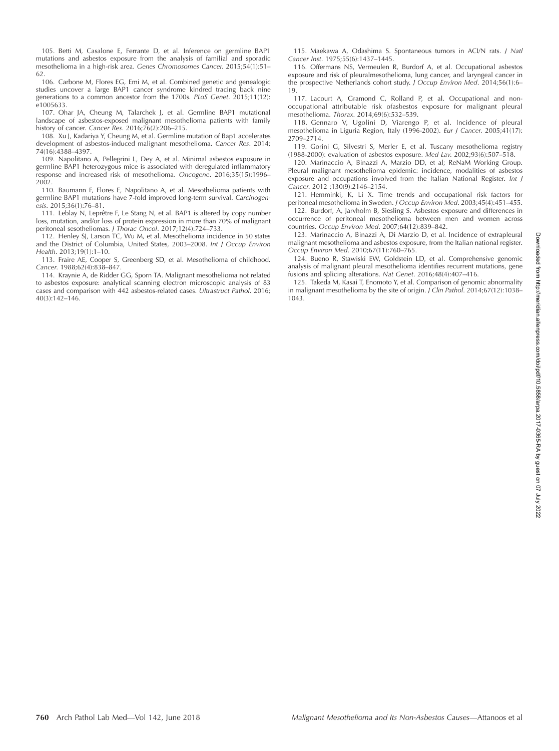105. Betti M, Casalone E, Ferrante D, et al. Inference on germline BAP1 mutations and asbestos exposure from the analysis of familial and sporadic mesothelioma in a high-risk area. *Genes Chromosomes Cancer*. 2015;54(1):51–62.

106. Carbone M, Flores EG, Emi M, et al. Combined genetic and genealogic studies uncover a large BAP1 cancer syndrome kindred tracing back nine generations to a common ancestor from the 1700s. *PLoS Genet*. 2015;11(12): e1005633.

107. Ohar JA, Cheung M, Talarchek J, et al. Germline BAP1 mutational landscape of asbestos-exposed malignant mesothelioma patients with family history of cancer. *Cancer Res*. 2016;76(2):206–215.

108. Xu J, Kadariya Y, Cheung M, et al. Germline mutation of Bap1 accelerates development of asbestos-induced malignant mesothelioma. *Cancer Res*. 2014; 74(16):4388–4397.

109. Napolitano A, Pellegrini L, Dey A, et al. Minimal asbestos exposure in germline BAP1 heterozygous mice is associated with deregulated inflammatory response and increased risk of mesothelioma. *Oncogene*. 2016;35(15):1996–2002.

110. Baumann F, Flores E, Napolitano A, et al. Mesothelioma patients with germline BAP1 mutations have 7-fold improved long-term survival. *Carcinogenesis*. 2015;36(1):76–81.

111. Leblay N, Leprêtre F, Le Stang N, et al. BAP1 is altered by copy number loss, mutation, and/or loss of protein expression in more than 70% of malignant peritoneal sesotheliomas. *J Thorac Oncol*. 2017;12(4):724–733.

112. Henley SJ, Larson TC, Wu M, et al. Mesothelioma incidence in 50 states and the District of Columbia, United States, 2003–2008. *Int J Occup Environ Health*. 2013;19(1):1–10.

113. Fraire AE, Cooper S, Greenberg SD, et al. Mesothelioma of childhood. *Cancer*. 1988;62(4):838–847.

114. Kraynie A, de Ridder GG, Sporn TA. Malignant mesothelioma not related to asbestos exposure: analytical scanning electron microscopic analysis of 83 cases and comparison with 442 asbestos-related cases. *Ultrastruct Pathol*. 2016; 40(3):142–146.

115. Maekawa A, Odashima S. Spontaneous tumors in ACI/N rats. *J Natl Cancer Inst*. 1975;55(6):1437–1445.

116. Offermans NS, Vermeulen R, Burdorf A, et al. Occupational asbestos exposure and risk of pleuralmesothelioma, lung cancer, and laryngeal cancer in the prospective Netherlands cohort study. *J Occup Environ Med*. 2014;56(1):6–19.

117. Lacourt A, Gramond C, Rolland P, et al. Occupational and non-occupational attributable risk ofasbestos exposure for malignant pleural mesothelioma. *Thorax*. 2014;69(6):532–539.

118. Gennaro V, Ugolini D, Viarengo P, et al. Incidence of pleural mesothelioma in Liguria Region, Italy (1996-2002). *Eur J Cancer*. 2005;41(17): 2709–2714.

119. Gorini G, Silvestri S, Merler E, et al. Tuscany mesothelioma registry (1988-2000): evaluation of asbestos exposure. *Med Lav*. 2002;93(6):507–518.

120. Marinaccio A, Binazzi A, Marzio DD, et al; ReNaM Working Group. Pleural malignant mesothelioma epidemic: incidence, modalities of asbestos exposure and occupations involved from the Italian National Register. *Int J Cancer*. 2012 ;130(9):2146–2154.

121. Hemminki, K, Li X. Time trends and occupational risk factors for peritoneal mesothelioma in Sweden. *J Occup Environ Med*. 2003;45(4):451–455.

122. Burdorf, A, Jarvholm B, Siesling S. Asbestos exposure and differences in occurrence of peritoneal mesothelioma between men and women across countries. *Occup Environ Med*. 2007;64(12):839–842.

123. Marinaccio A, Binazzi A, Di Marzio D, et al. Incidence of extrapleural malignant mesothelioma and asbestos exposure, from the Italian national register. *Occup Environ Med*. 2010;67(11):760–765.

124. Bueno R, Stawiski EW, Goldstein LD, et al. Comprehensive genomic analysis of malignant pleural mesothelioma identifies recurrent mutations, gene fusions and splicing alterations. *Nat Genet*. 2016;48(4):407–416.

125. Takeda M, Kasai T, Enomoto Y, et al. Comparison of genomic abnormality in malignant mesothelioma by the site of origin. *J Clin Pathol*. 2014;67(12):1038–1043.